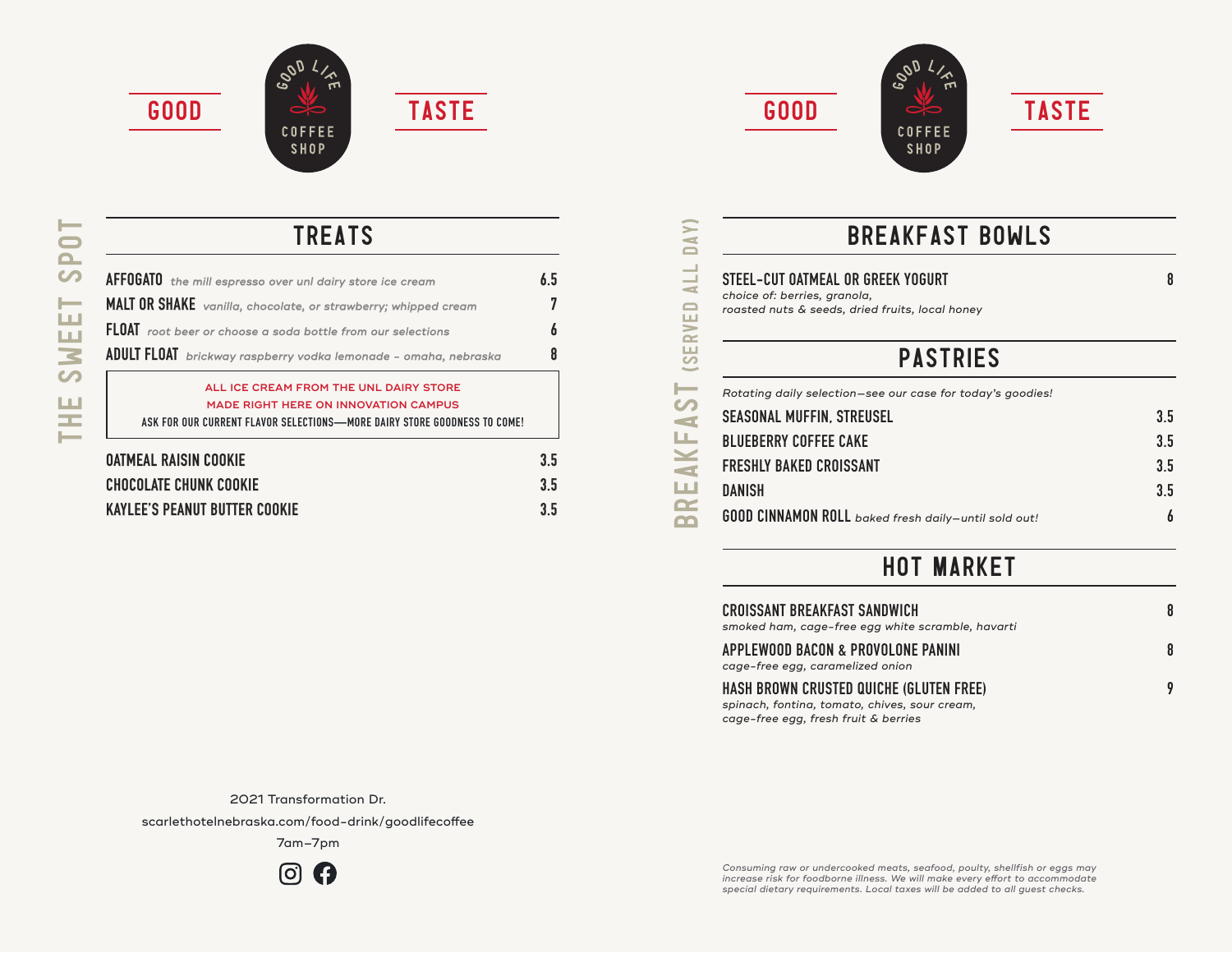GOOD — GOOD LIFE COFFEE SHOP — TASTE

# THE SWEET SPOT

## TREATS

**AFFOGATO** *the mill espresso over unl dairy store ice cream* — 6.5

**MALT OR SHAKE** *vanilla, chocolate, or strawberry; whipped cream* — 7

**FLOAT** *root beer or choose a soda bottle from our selections* — 6

**ADULT FLOAT** *brickway raspberry vodka lemonade - omaha, nebraska* — 8

> ALL ICE CREAM FROM THE UNL DAIRY STORE
> MADE RIGHT HERE ON INNOVATION CAMPUS
> ASK FOR OUR CURRENT FLAVOR SELECTIONS—MORE DAIRY STORE GOODNESS TO COME!

**OATMEAL RAISIN COOKIE** — 3.5

**CHOCOLATE CHUNK COOKIE** — 3.5

**KAYLEE'S PEANUT BUTTER COOKIE** — 3.5

2021 Transformation Dr.

scarlethotelnebraska.com/food-drink/goodlifecoffee

7am–7pm

GOOD — GOOD LIFE COFFEE SHOP — TASTE

# BREAKFAST (SERVED ALL DAY)

## BREAKFAST BOWLS

**STEEL-CUT OATMEAL OR GREEK YOGURT** — 8
*choice of: berries, granola,*
*roasted nuts & seeds, dried fruits, local honey*

## PASTRIES

*Rotating daily selection—see our case for today's goodies!*

**SEASONAL MUFFIN, STREUSEL** — 3.5

**BLUEBERRY COFFEE CAKE** — 3.5

**FRESHLY BAKED CROISSANT** — 3.5

**DANISH** — 3.5

**GOOD CINNAMON ROLL** *baked fresh daily—until sold out!* — 6

## HOT MARKET

**CROISSANT BREAKFAST SANDWICH** — 8
*smoked ham, cage-free egg white scramble, havarti*

**APPLEWOOD BACON & PROVOLONE PANINI** — 8
*cage-free egg, caramelized onion*

**HASH BROWN CRUSTED QUICHE (GLUTEN FREE)** — 9
*spinach, fontina, tomato, chives, sour cream,*
*cage-free egg, fresh fruit & berries*

*Consuming raw or undercooked meats, seafood, poulty, shellfish or eggs may increase risk for foodborne illness. We will make every effort to accommodate special dietary requirements. Local taxes will be added to all guest checks.*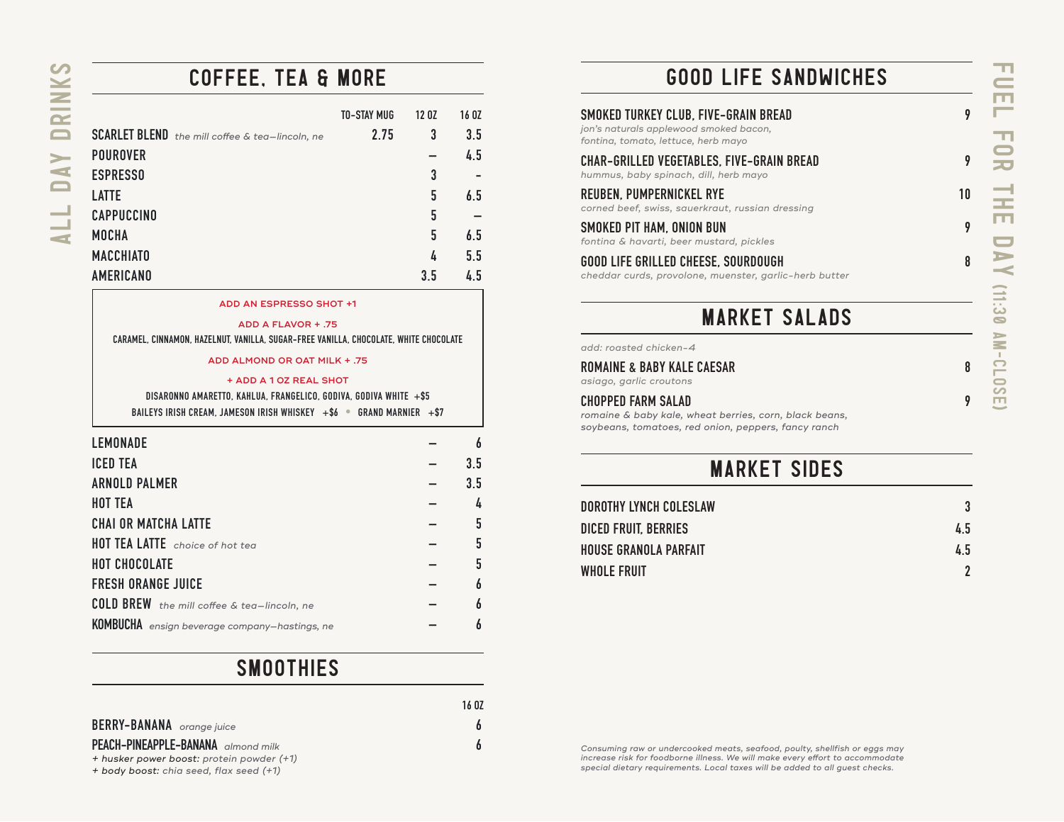ALL DAY DRINKS

## COFFEE, TEA & MORE

| | TO-STAY MUG | 12 OZ | 16 OZ |
|---|---|---|---|
| **SCARLET BLEND** *the mill coffee & tea—lincoln, ne* | 2.75 | 3 | 3.5 |
| **POUROVER** | | – | 4.5 |
| **ESPRESSO** | | 3 | - |
| **LATTE** | | 5 | 6.5 |
| **CAPPUCCINO** | | 5 | – |
| **MOCHA** | | 5 | 6.5 |
| **MACCHIATO** | | 4 | 5.5 |
| **AMERICANO** | | 3.5 | 4.5 |

ADD AN ESPRESSO SHOT +1

ADD A FLAVOR + .75

CARAMEL, CINNAMON, HAZELNUT, VANILLA, SUGAR-FREE VANILLA, CHOCOLATE, WHITE CHOCOLATE

ADD ALMOND OR OAT MILK + .75

+ ADD A 1 OZ REAL SHOT

DISARONNO AMARETTO, KAHLUA, FRANGELICO, GODIVA, GODIVA WHITE +$5

BAILEYS IRISH CREAM, JAMESON IRISH WHISKEY +$6 • GRAND MARNIER +$7

| | | |
|---|---|---|
| **LEMONADE** | – | 6 |
| **ICED TEA** | – | 3.5 |
| **ARNOLD PALMER** | – | 3.5 |
| **HOT TEA** | – | 4 |
| **CHAI OR MATCHA LATTE** | – | 5 |
| **HOT TEA LATTE** *choice of hot tea* | – | 5 |
| **HOT CHOCOLATE** | – | 5 |
| **FRESH ORANGE JUICE** | – | 6 |
| **COLD BREW** *the mill coffee & tea—lincoln, ne* | – | 6 |
| **KOMBUCHA** *ensign beverage company—hastings, ne* | – | 6 |

## SMOOTHIES

| | 16 OZ |
|---|---|
| **BERRY-BANANA** *orange juice* | 6 |
| **PEACH-PINEAPPLE-BANANA** *almond milk* | 6 |

*+ husker power boost: protein powder (+1)*
*+ body boost: chia seed, flax seed (+1)*

FUEL FOR THE DAY (11:30 AM-CLOSE)

## GOOD LIFE SANDWICHES

**SMOKED TURKEY CLUB, FIVE-GRAIN BREAD** — 9
*jon's naturals applewood smoked bacon, fontina, tomato, lettuce, herb mayo*

**CHAR-GRILLED VEGETABLES, FIVE-GRAIN BREAD** — 9
*hummus, baby spinach, dill, herb mayo*

**REUBEN, PUMPERNICKEL RYE** — 10
*corned beef, swiss, sauerkraut, russian dressing*

**SMOKED PIT HAM, ONION BUN** — 9
*fontina & havarti, beer mustard, pickles*

**GOOD LIFE GRILLED CHEESE, SOURDOUGH** — 8
*cheddar curds, provolone, muenster, garlic-herb butter*

## MARKET SALADS

*add: roasted chicken-4*

**ROMAINE & BABY KALE CAESAR** — 8
*asiago, garlic croutons*

**CHOPPED FARM SALAD** — 9
*romaine & baby kale, wheat berries, corn, black beans, soybeans, tomatoes, red onion, peppers, fancy ranch*

## MARKET SIDES

| | |
|---|---|
| **DOROTHY LYNCH COLESLAW** | 3 |
| **DICED FRUIT, BERRIES** | 4.5 |
| **HOUSE GRANOLA PARFAIT** | 4.5 |
| **WHOLE FRUIT** | 2 |

*Consuming raw or undercooked meats, seafood, poulty, shellfish or eggs may increase risk for foodborne illness. We will make every effort to accommodate special dietary requirements. Local taxes will be added to all guest checks.*